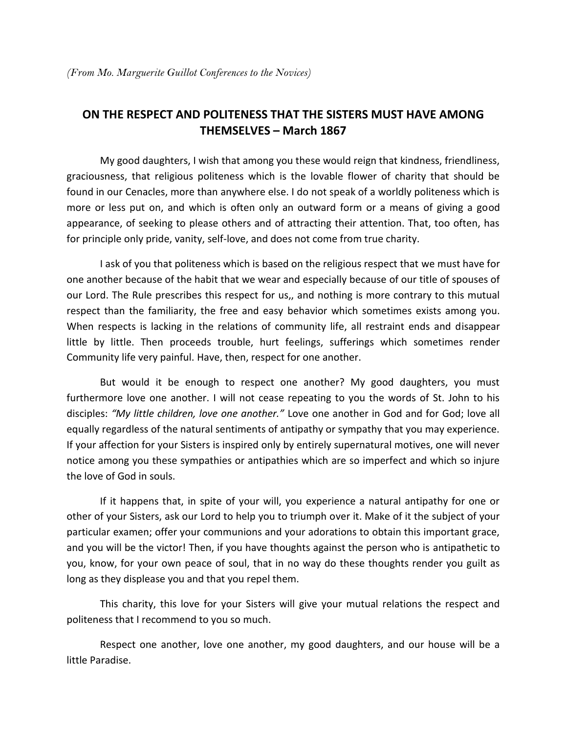*(From Mo. Marguerite Guillot Conferences to the Novices)*

## ON THE RESPECT AND POLITENESS THAT THE SISTERS MUST HAVE AMONG THEMSELVES – March 1867

My good daughters, I wish that among you these would reign that kindness, friendliness, graciousness, that religious politeness which is the lovable flower of charity that should be found in our Cenacles, more than anywhere else. I do not speak of a worldly politeness which is more or less put on, and which is often only an outward form or a means of giving a good appearance, of seeking to please others and of attracting their attention. That, too often, has for principle only pride, vanity, self-love, and does not come from true charity.

I ask of you that politeness which is based on the religious respect that we must have for one another because of the habit that we wear and especially because of our title of spouses of our Lord. The Rule prescribes this respect for us,, and nothing is more contrary to this mutual respect than the familiarity, the free and easy behavior which sometimes exists among you. When respects is lacking in the relations of community life, all restraint ends and disappear little by little. Then proceeds trouble, hurt feelings, sufferings which sometimes render Community life very painful. Have, then, respect for one another.

But would it be enough to respect one another? My good daughters, you must furthermore love one another. I will not cease repeating to you the words of St. John to his disciples: *"My little children, love one another."* Love one another in God and for God; love all equally regardless of the natural sentiments of antipathy or sympathy that you may experience. If your affection for your Sisters is inspired only by entirely supernatural motives, one will never notice among you these sympathies or antipathies which are so imperfect and which so injure the love of God in souls.

If it happens that, in spite of your will, you experience a natural antipathy for one or other of your Sisters, ask our Lord to help you to triumph over it. Make of it the subject of your particular examen; offer your communions and your adorations to obtain this important grace, and you will be the victor! Then, if you have thoughts against the person who is antipathetic to you, know, for your own peace of soul, that in no way do these thoughts render you guilt as long as they displease you and that you repel them.

This charity, this love for your Sisters will give your mutual relations the respect and politeness that I recommend to you so much.

Respect one another, love one another, my good daughters, and our house will be a little Paradise.